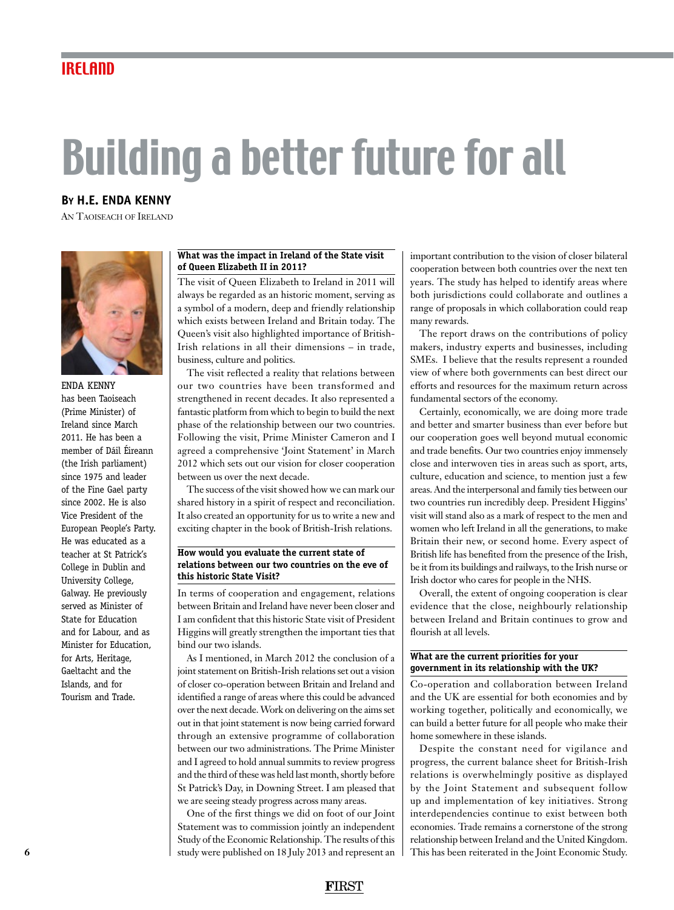# Building a better future for all

**By H.E. Enda Kenny**

An Taoiseach of Ireland

ENDA KENNY has been Taoiseach (Prime Minister) of Ireland since March 2011. He has been a member of Dáil Éireann (the Irish parliament) since 1975 and leader of the Fine Gael party since 2002. He is also Vice President of the European People's Party. He was educated as a teacher at St Patrick's College in Dublin and University College, Galway. He previously served as Minister of State for Education and for Labour, and as Minister for Education, for Arts, Heritage, Gaeltacht and the Islands, and for Tourism and Trade.

**What was the impact in Ireland of the State visit of Queen Elizabeth II in 2011?**

The visit of Queen Elizabeth to Ireland in 2011 will always be regarded as an historic moment, serving as a symbol of a modern, deep and friendly relationship which exists between Ireland and Britain today. The Queen's visit also highlighted importance of British-Irish relations in all their dimensions – in trade, business, culture and politics.

The visit reflected a reality that relations between our two countries have been transformed and strengthened in recent decades. It also represented a fantastic platform from which to begin to build the next phase of the relationship between our two countries. Following the visit, Prime Minister Cameron and I agreed a comprehensive 'Joint Statement' in March 2012 which sets out our vision for closer cooperation between us over the next decade.

The success of the visit showed how we can mark our shared history in a spirit of respect and reconciliation. It also created an opportunity for us to write a new and exciting chapter in the book of British-Irish relations.

**How would you evaluate the current state of relations between our two countries on the eve of this historic State Visit?**

In terms of cooperation and engagement, relations between Britain and Ireland have never been closer and I am confident that this historic State visit of President Higgins will greatly strengthen the important ties that bind our two islands.

As I mentioned, in March 2012 the conclusion of a joint statement on British-Irish relations set out a vision of closer co-operation between Britain and Ireland and identified a range of areas where this could be advanced over the next decade. Work on delivering on the aims set out in that joint statement is now being carried forward through an extensive programme of collaboration between our two administrations. The Prime Minister and I agreed to hold annual summits to review progress and the third of these was held last month, shortly before St Patrick's Day, in Downing Street. I am pleased that we are seeing steady progress across many areas.

One of the first things we did on foot of our Joint Statement was to commission jointly an independent Study of the Economic Relationship. The results of this study were published on 18 July 2013 and represent an important contribution to the vision of closer bilateral cooperation between both countries over the next ten years. The study has helped to identify areas where both jurisdictions could collaborate and outlines a range of proposals in which collaboration could reap many rewards.

The report draws on the contributions of policy makers, industry experts and businesses, including SMEs. I believe that the results represent a rounded view of where both governments can best direct our efforts and resources for the maximum return across fundamental sectors of the economy.

Certainly, economically, we are doing more trade and better and smarter business than ever before but our cooperation goes well beyond mutual economic and trade benefits. Our two countries enjoy immensely close and interwoven ties in areas such as sport, arts, culture, education and science, to mention just a few areas. And the interpersonal and family ties between our two countries run incredibly deep. President Higgins' visit will stand also as a mark of respect to the men and women who left Ireland in all the generations, to make Britain their new, or second home. Every aspect of British life has benefited from the presence of the Irish, be it from its buildings and railways, to the Irish nurse or Irish doctor who cares for people in the NHS.

Overall, the extent of ongoing cooperation is clear evidence that the close, neighbourly relationship between Ireland and Britain continues to grow and flourish at all levels.

**What are the current priorities for your government in its relationship with the UK?**

Co-operation and collaboration between Ireland and the UK are essential for both economies and by working together, politically and economically, we can build a better future for all people who make their home somewhere in these islands.

Despite the constant need for vigilance and progress, the current balance sheet for British-Irish relations is overwhelmingly positive as displayed by the Joint Statement and subsequent follow up and implementation of key initiatives. Strong interdependencies continue to exist between both economies. Trade remains a cornerstone of the strong relationship between Ireland and the United Kingdom. This has been reiterated in the Joint Economic Study.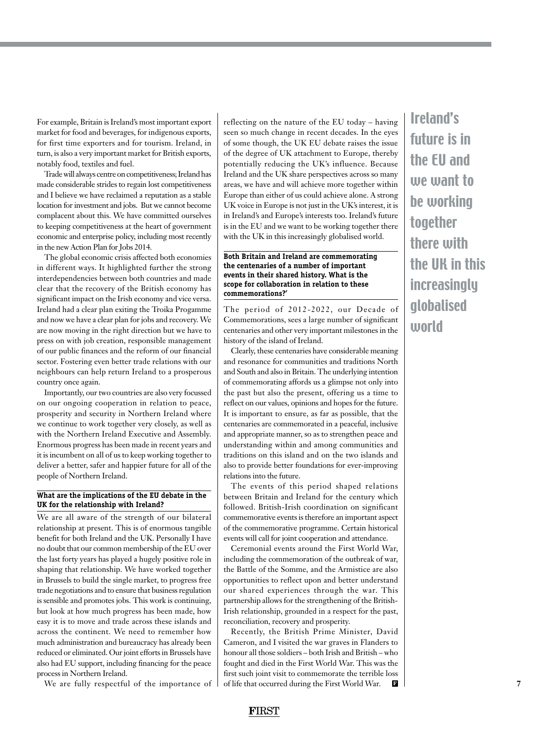For example, Britain is Ireland's most important export market for food and beverages, for indigenous exports, for first time exporters and for tourism. Ireland, in turn, is also a very important market for British exports, notably food, textiles and fuel.

Trade will always centre on competitiveness; Ireland has made considerable strides to regain lost competitiveness and I believe we have reclaimed a reputation as a stable location for investment and jobs. But we cannot become complacent about this. We have committed ourselves to keeping competitiveness at the heart of government economic and enterprise policy, including most recently in the new Action Plan for Jobs 2014.

The global economic crisis affected both economies in different ways. It highlighted further the strong interdependencies between both countries and made clear that the recovery of the British economy has significant impact on the Irish economy and vice versa. Ireland had a clear plan exiting the Troika Progamme and now we have a clear plan for jobs and recovery. We are now moving in the right direction but we have to press on with job creation, responsible management of our public finances and the reform of our financial sector. Fostering even better trade relations with our neighbours can help return Ireland to a prosperous country once again.

Importantly, our two countries are also very focussed on our ongoing cooperation in relation to peace, prosperity and security in Northern Ireland where we continue to work together very closely, as well as with the Northern Ireland Executive and Assembly. Enormous progress has been made in recent years and it is incumbent on all of us to keep working together to deliver a better, safer and happier future for all of the people of Northern Ireland.

**What are the implications of the EU debate in the UK for the relationship with Ireland?**

We are all aware of the strength of our bilateral relationship at present. This is of enormous tangible benefit for both Ireland and the UK. Personally I have no doubt that our common membership of the EU over the last forty years has played a hugely positive role in shaping that relationship. We have worked together in Brussels to build the single market, to progress free trade negotiations and to ensure that business regulation is sensible and promotes jobs. This work is continuing, but look at how much progress has been made, how easy it is to move and trade across these islands and across the continent. We need to remember how much administration and bureaucracy has already been reduced or eliminated. Our joint efforts in Brussels have also had EU support, including financing for the peace process in Northern Ireland.

We are fully respectful of the importance of reflecting on the nature of the EU today – having seen so much change in recent decades. In the eyes of some though, the UK EU debate raises the issue of the degree of UK attachment to Europe, thereby potentially reducing the UK's influence. Because Ireland and the UK share perspectives across so many areas, we have and will achieve more together within Europe than either of us could achieve alone. A strong UK voice in Europe is not just in the UK's interest, it is in Ireland's and Europe's interests too. Ireland's future is in the EU and we want to be working together there with the UK in this increasingly globalised world.

**Both Britain and Ireland are commemorating the centenaries of a number of important events in their shared history. What is the scope for collaboration in relation to these commemorations?'**

The period of 2012-2022, our Decade of Commemorations, sees a large number of significant centenaries and other very important milestones in the history of the island of Ireland.

Clearly, these centenaries have considerable meaning and resonance for communities and traditions North and South and also in Britain. The underlying intention of commemorating affords us a glimpse not only into the past but also the present, offering us a time to reflect on our values, opinions and hopes for the future. It is important to ensure, as far as possible, that the centenaries are commemorated in a peaceful, inclusive and appropriate manner, so as to strengthen peace and understanding within and among communities and traditions on this island and on the two islands and also to provide better foundations for ever-improving relations into the future.

The events of this period shaped relations between Britain and Ireland for the century which followed. British-Irish coordination on significant commemorative events is therefore an important aspect of the commemorative programme. Certain historical events will call for joint cooperation and attendance.

Ceremonial events around the First World War, including the commemoration of the outbreak of war, the Battle of the Somme, and the Armistice are also opportunities to reflect upon and better understand our shared experiences through the war. This partnership allows for the strengthening of the British-Irish relationship, grounded in a respect for the past, reconciliation, recovery and prosperity.

Recently, the British Prime Minister, David Cameron, and I visited the war graves in Flanders to honour all those soldiers – both Irish and British – who fought and died in the First World War. This was the first such joint visit to commemorate the terrible loss of life that occurred during the First World War.

**Ireland's future is in the EU and we want to be working together there with the UK in this increasingly globalised world**